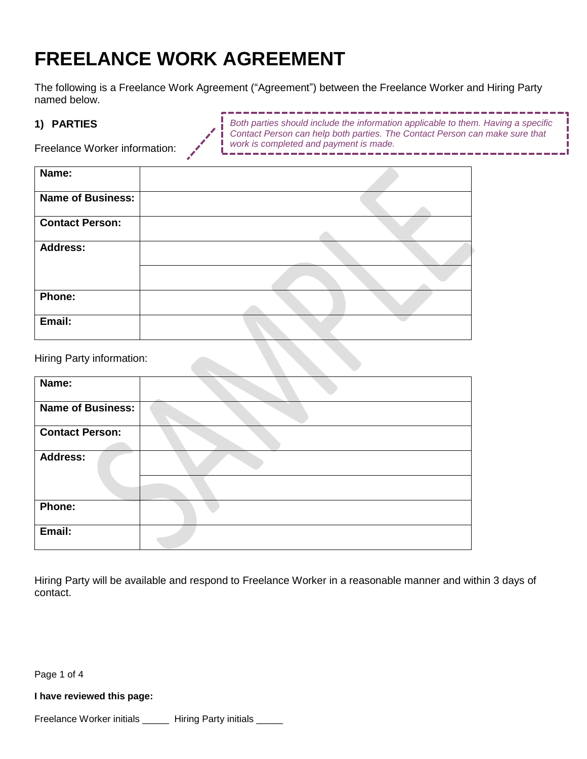# FREELANCE WORK AGREEMENT

The following is a Freelance Work Agreement ("Agreement") between the Freelance Worker and Hiring Party named below.

## 1) PARTIES

*Both parties should include the information applicable to them. Having a specific Contact Person can help both parties. The Contact Person can make sure that work is completed and payment is made.*

Freelance Worker information:

| | |
|---|---|
| **Name:** | |
| **Name of Business:** | |
| **Contact Person:** | |
| **Address:** | |
| | |
| **Phone:** | |
| **Email:** | |

Hiring Party information:

| | |
|---|---|
| **Name:** | |
| **Name of Business:** | |
| **Contact Person:** | |
| **Address:** | |
| | |
| **Phone:** | |
| **Email:** | |

Hiring Party will be available and respond to Freelance Worker in a reasonable manner and within 3 days of contact.

**I have reviewed this page:**

Freelance Worker initials _____ Hiring Party initials _____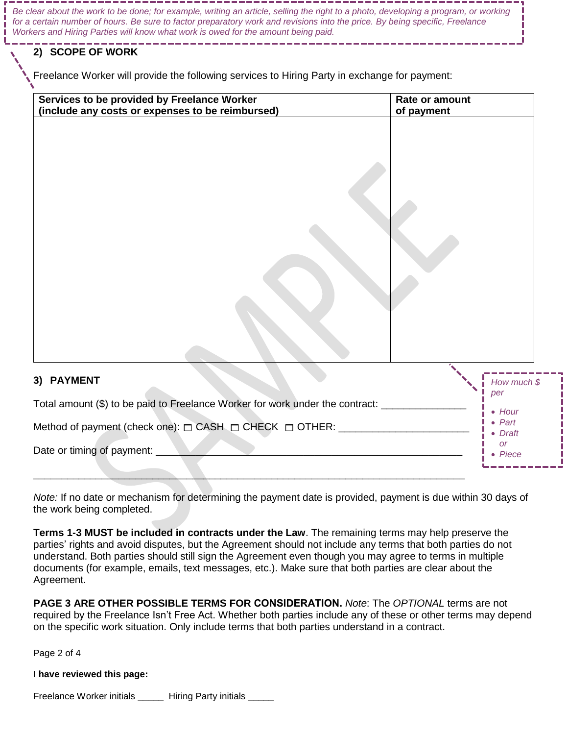*Be clear about the work to be done; for example, writing an article, selling the right to a photo, developing a program, or working for a certain number of hours. Be sure to factor preparatory work and revisions into the price. By being specific, Freelance Workers and Hiring Parties will know what work is owed for the amount being paid.*

## 2) SCOPE OF WORK

Freelance Worker will provide the following services to Hiring Party in exchange for payment:

| Services to be provided by Freelance Worker (include any costs or expenses to be reimbursed) | Rate or amount of payment |
| --- | --- |
| | |

## 3) PAYMENT

*How much $ per*
- *Hour*
- *Part*
- *Draft*

*or*
- *Piece*

Total amount ($) to be paid to Freelance Worker for work under the contract: _______________

Method of payment (check one): ☐ CASH ☐ CHECK ☐ OTHER: _______________________

Date or timing of payment: _________________________________________________________

_________________________________________________________________________________

*Note:* If no date or mechanism for determining the payment date is provided, payment is due within 30 days of the work being completed.

**Terms 1-3 MUST be included in contracts under the Law**. The remaining terms may help preserve the parties' rights and avoid disputes, but the Agreement should not include any terms that both parties do not understand. Both parties should still sign the Agreement even though you may agree to terms in multiple documents (for example, emails, text messages, etc.). Make sure that both parties are clear about the Agreement.

**PAGE 3 ARE OTHER POSSIBLE TERMS FOR CONSIDERATION.** *Note*: The *OPTIONAL* terms are not required by the Freelance Isn't Free Act. Whether both parties include any of these or other terms may depend on the specific work situation. Only include terms that both parties understand in a contract.

**I have reviewed this page:**

Freelance Worker initials _____ Hiring Party initials _____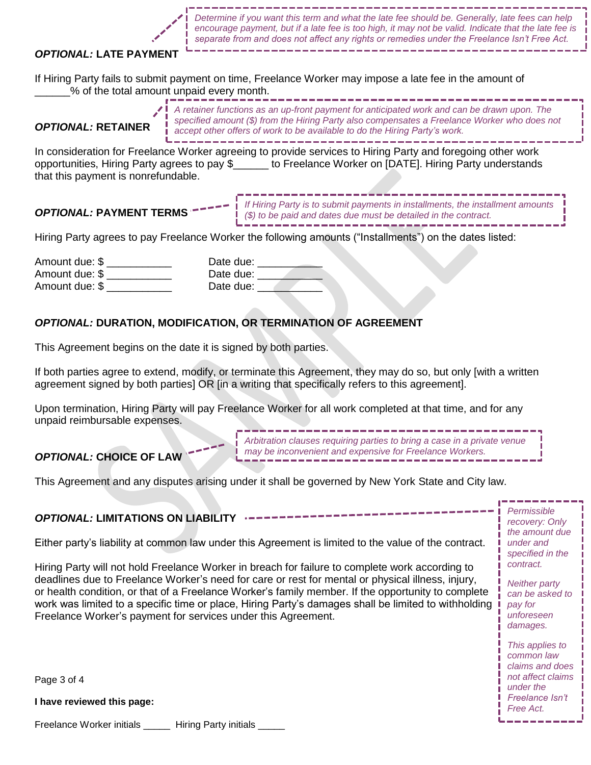*Determine if you want this term and what the late fee should be. Generally, late fees can help encourage payment, but if a late fee is too high, it may not be valid. Indicate that the late fee is separate from and does not affect any rights or remedies under the Freelance Isn't Free Act.*

### *OPTIONAL:* LATE PAYMENT

If Hiring Party fails to submit payment on time, Freelance Worker may impose a late fee in the amount of ______% of the total amount unpaid every month.

*A retainer functions as an up-front payment for anticipated work and can be drawn upon. The specified amount ($) from the Hiring Party also compensates a Freelance Worker who does not accept other offers of work to be available to do the Hiring Party's work.*

### *OPTIONAL:* RETAINER

In consideration for Freelance Worker agreeing to provide services to Hiring Party and foregoing other work opportunities, Hiring Party agrees to pay $______ to Freelance Worker on [DATE]. Hiring Party understands that this payment is nonrefundable.

### *OPTIONAL:* PAYMENT TERMS

*If Hiring Party is to submit payments in installments, the installment amounts ($) to be paid and dates due must be detailed in the contract.*

Hiring Party agrees to pay Freelance Worker the following amounts ("Installments") on the dates listed:

Amount due: $ ___________ Date due: ___________
Amount due: $ ___________ Date due: ___________
Amount due: $ ___________ Date due: ___________

### *OPTIONAL:* DURATION, MODIFICATION, OR TERMINATION OF AGREEMENT

This Agreement begins on the date it is signed by both parties.

If both parties agree to extend, modify, or terminate this Agreement, they may do so, but only [with a written agreement signed by both parties] OR [in a writing that specifically refers to this agreement].

Upon termination, Hiring Party will pay Freelance Worker for all work completed at that time, and for any unpaid reimbursable expenses.

### *OPTIONAL:* CHOICE OF LAW

*Arbitration clauses requiring parties to bring a case in a private venue may be inconvenient and expensive for Freelance Workers.*

This Agreement and any disputes arising under it shall be governed by New York State and City law.

### *OPTIONAL:* LIMITATIONS ON LIABILITY

*Permissible recovery: Only the amount due under and specified in the contract.*

*Neither party can be asked to pay for unforeseen damages.*

*This applies to common law claims and does not affect claims under the Freelance Isn't Free Act.*

Either party's liability at common law under this Agreement is limited to the value of the contract.

Hiring Party will not hold Freelance Worker in breach for failure to complete work according to deadlines due to Freelance Worker's need for care or rest for mental or physical illness, injury, or health condition, or that of a Freelance Worker's family member. If the opportunity to complete work was limited to a specific time or place, Hiring Party's damages shall be limited to withholding Freelance Worker's payment for services under this Agreement.

**I have reviewed this page:**

Freelance Worker initials _____ Hiring Party initials _____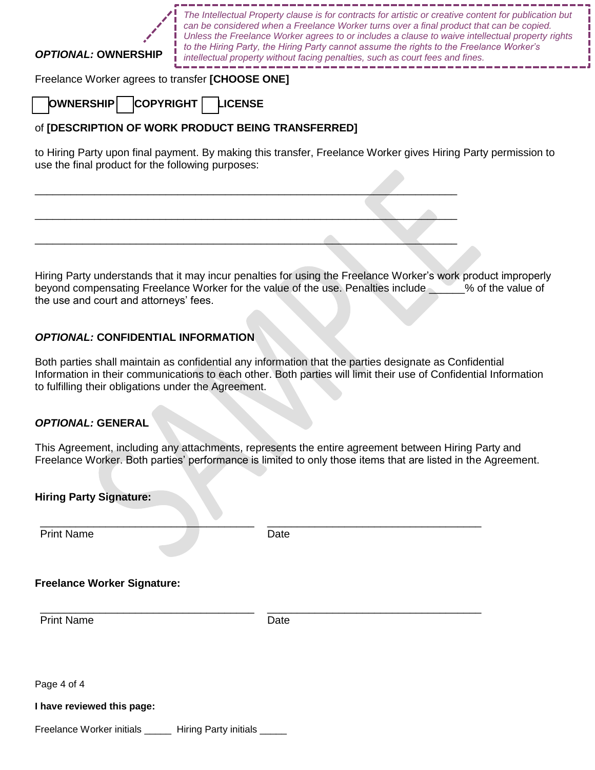*The Intellectual Property clause is for contracts for artistic or creative content for publication but can be considered when a Freelance Worker turns over a final product that can be copied. Unless the Freelance Worker agrees to or includes a clause to waive intellectual property rights to the Hiring Party, the Hiring Party cannot assume the rights to the Freelance Worker's intellectual property without facing penalties, such as court fees and fines.*

### *OPTIONAL:* OWNERSHIP

Freelance Worker agrees to transfer **[CHOOSE ONE]**

☐ **OWNERSHIP** ☐ **COPYRIGHT** ☐ **LICENSE**

of **[DESCRIPTION OF WORK PRODUCT BEING TRANSFERRED]**

to Hiring Party upon final payment. By making this transfer, Freelance Worker gives Hiring Party permission to use the final product for the following purposes:

_______________________________________________________________________

_______________________________________________________________________

_______________________________________________________________________

Hiring Party understands that it may incur penalties for using the Freelance Worker's work product improperly beyond compensating Freelance Worker for the value of the use. Penalties include ______% of the value of the use and court and attorneys' fees.

### *OPTIONAL:* CONFIDENTIAL INFORMATION

Both parties shall maintain as confidential any information that the parties designate as Confidential Information in their communications to each other. Both parties will limit their use of Confidential Information to fulfilling their obligations under the Agreement.

### *OPTIONAL:* GENERAL

This Agreement, including any attachments, represents the entire agreement between Hiring Party and Freelance Worker. Both parties' performance is limited to only those items that are listed in the Agreement.

**Hiring Party Signature:**

___________________________________ ___________________________________
Print Name Date

**Freelance Worker Signature:**

___________________________________ ___________________________________
Print Name Date

**I have reviewed this page:**

Freelance Worker initials _____ Hiring Party initials _____